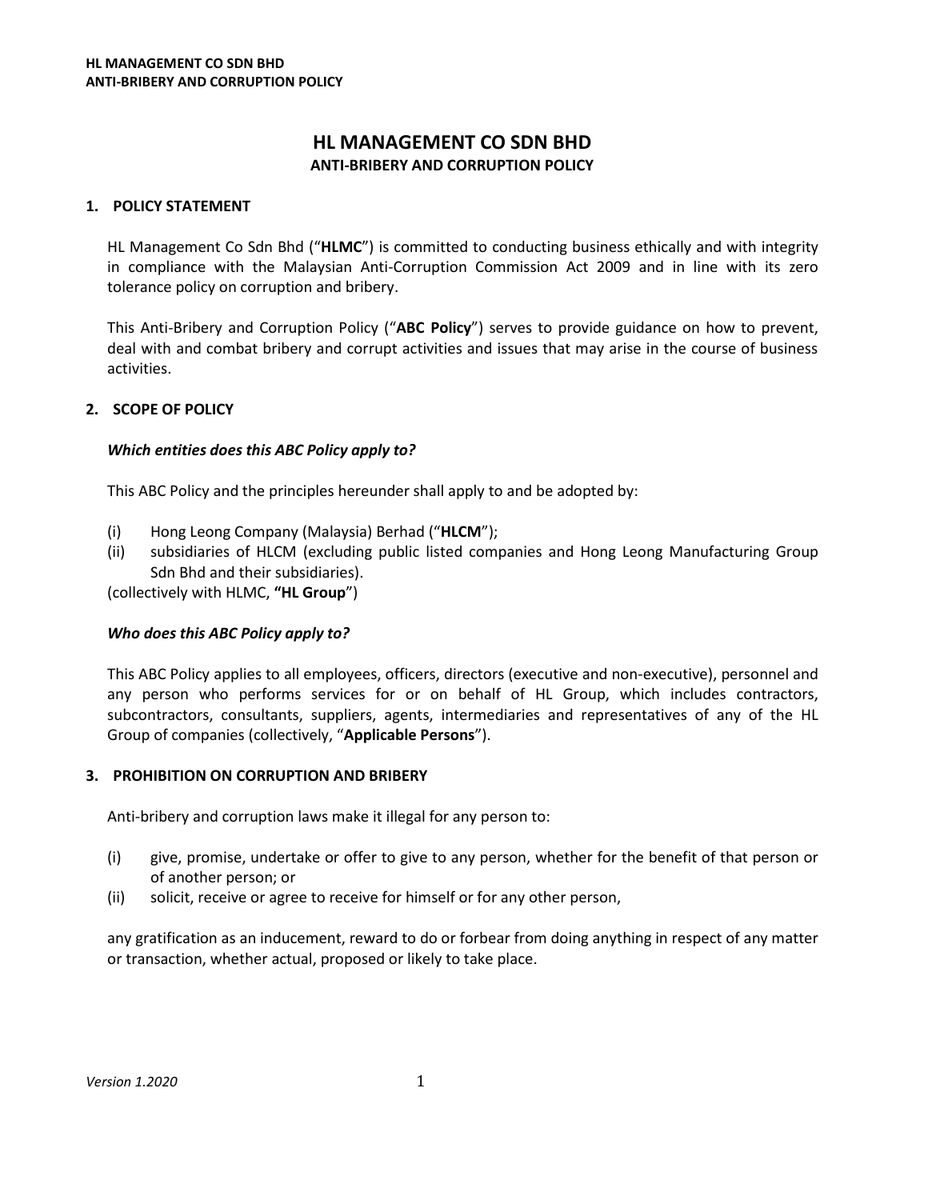# HL MANAGEMENT CO SDN BHD
## ANTI-BRIBERY AND CORRUPTION POLICY

### 1. POLICY STATEMENT

HL Management Co Sdn Bhd ("**HLMC**") is committed to conducting business ethically and with integrity in compliance with the Malaysian Anti-Corruption Commission Act 2009 and in line with its zero tolerance policy on corruption and bribery.

This Anti-Bribery and Corruption Policy ("**ABC Policy**") serves to provide guidance on how to prevent, deal with and combat bribery and corrupt activities and issues that may arise in the course of business activities.

### 2. SCOPE OF POLICY

***Which entities does this ABC Policy apply to?***

This ABC Policy and the principles hereunder shall apply to and be adopted by:

(i) Hong Leong Company (Malaysia) Berhad ("**HLCM**");
(ii) subsidiaries of HLCM (excluding public listed companies and Hong Leong Manufacturing Group Sdn Bhd and their subsidiaries).

(collectively with HLMC, **"HL Group"**)

***Who does this ABC Policy apply to?***

This ABC Policy applies to all employees, officers, directors (executive and non-executive), personnel and any person who performs services for or on behalf of HL Group, which includes contractors, subcontractors, consultants, suppliers, agents, intermediaries and representatives of any of the HL Group of companies (collectively, "**Applicable Persons**").

### 3. PROHIBITION ON CORRUPTION AND BRIBERY

Anti-bribery and corruption laws make it illegal for any person to:

(i) give, promise, undertake or offer to give to any person, whether for the benefit of that person or of another person; or
(ii) solicit, receive or agree to receive for himself or for any other person,

any gratification as an inducement, reward to do or forbear from doing anything in respect of any matter or transaction, whether actual, proposed or likely to take place.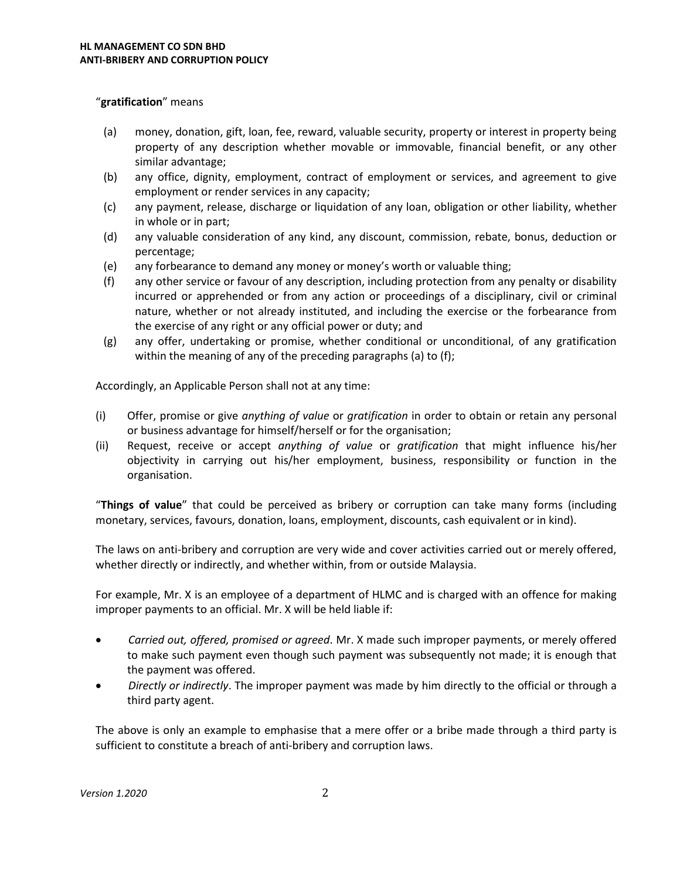"**gratification**" means

(a) money, donation, gift, loan, fee, reward, valuable security, property or interest in property being property of any description whether movable or immovable, financial benefit, or any other similar advantage;

(b) any office, dignity, employment, contract of employment or services, and agreement to give employment or render services in any capacity;

(c) any payment, release, discharge or liquidation of any loan, obligation or other liability, whether in whole or in part;

(d) any valuable consideration of any kind, any discount, commission, rebate, bonus, deduction or percentage;

(e) any forbearance to demand any money or money's worth or valuable thing;

(f) any other service or favour of any description, including protection from any penalty or disability incurred or apprehended or from any action or proceedings of a disciplinary, civil or criminal nature, whether or not already instituted, and including the exercise or the forbearance from the exercise of any right or any official power or duty; and

(g) any offer, undertaking or promise, whether conditional or unconditional, of any gratification within the meaning of any of the preceding paragraphs (a) to (f);

Accordingly, an Applicable Person shall not at any time:

(i) Offer, promise or give *anything of value* or *gratification* in order to obtain or retain any personal or business advantage for himself/herself or for the organisation;

(ii) Request, receive or accept *anything of value* or *gratification* that might influence his/her objectivity in carrying out his/her employment, business, responsibility or function in the organisation.

"**Things of value**" that could be perceived as bribery or corruption can take many forms (including monetary, services, favours, donation, loans, employment, discounts, cash equivalent or in kind).

The laws on anti-bribery and corruption are very wide and cover activities carried out or merely offered, whether directly or indirectly, and whether within, from or outside Malaysia.

For example, Mr. X is an employee of a department of HLMC and is charged with an offence for making improper payments to an official. Mr. X will be held liable if:

- *Carried out, offered, promised or agreed*. Mr. X made such improper payments, or merely offered to make such payment even though such payment was subsequently not made; it is enough that the payment was offered.
- *Directly or indirectly*. The improper payment was made by him directly to the official or through a third party agent.

The above is only an example to emphasise that a mere offer or a bribe made through a third party is sufficient to constitute a breach of anti-bribery and corruption laws.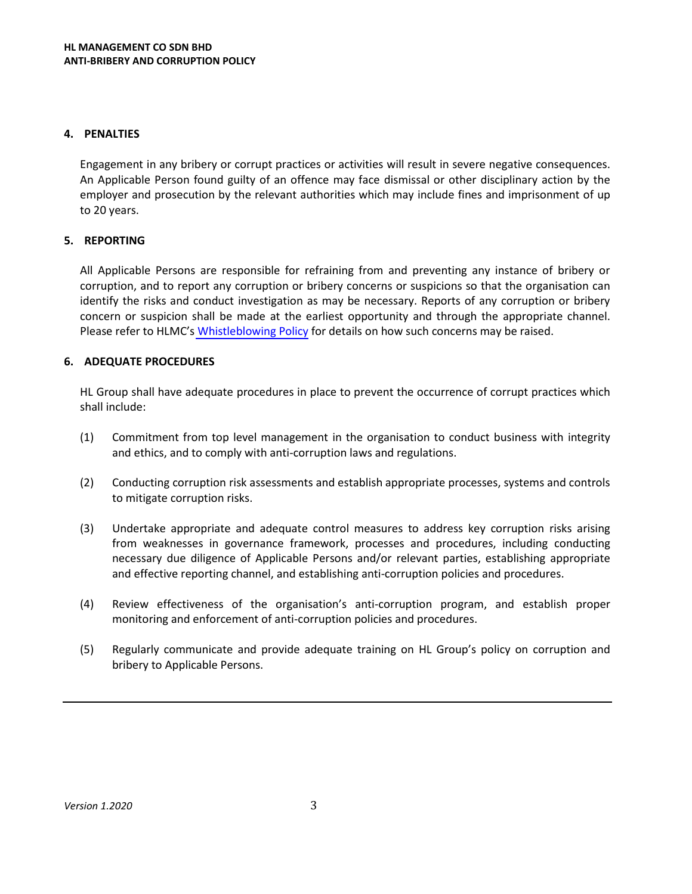## 4. PENALTIES

Engagement in any bribery or corrupt practices or activities will result in severe negative consequences. An Applicable Person found guilty of an offence may face dismissal or other disciplinary action by the employer and prosecution by the relevant authorities which may include fines and imprisonment of up to 20 years.

## 5. REPORTING

All Applicable Persons are responsible for refraining from and preventing any instance of bribery or corruption, and to report any corruption or bribery concerns or suspicions so that the organisation can identify the risks and conduct investigation as may be necessary. Reports of any corruption or bribery concern or suspicion shall be made at the earliest opportunity and through the appropriate channel. Please refer to HLMC's Whistleblowing Policy for details on how such concerns may be raised.

## 6. ADEQUATE PROCEDURES

HL Group shall have adequate procedures in place to prevent the occurrence of corrupt practices which shall include:

(1) Commitment from top level management in the organisation to conduct business with integrity and ethics, and to comply with anti-corruption laws and regulations.

(2) Conducting corruption risk assessments and establish appropriate processes, systems and controls to mitigate corruption risks.

(3) Undertake appropriate and adequate control measures to address key corruption risks arising from weaknesses in governance framework, processes and procedures, including conducting necessary due diligence of Applicable Persons and/or relevant parties, establishing appropriate and effective reporting channel, and establishing anti-corruption policies and procedures.

(4) Review effectiveness of the organisation's anti-corruption program, and establish proper monitoring and enforcement of anti-corruption policies and procedures.

(5) Regularly communicate and provide adequate training on HL Group's policy on corruption and bribery to Applicable Persons.

---